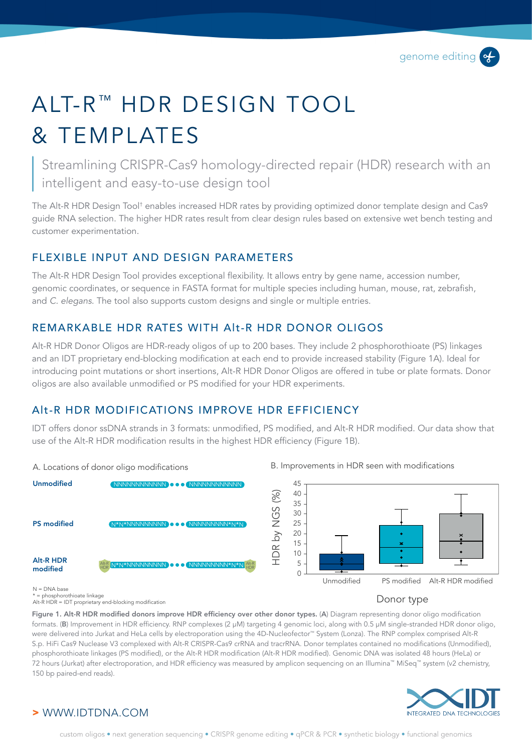# ALT-R™ HDR DESIGN TOOL & TEMPLATES

Streamlining CRISPR-Cas9 homology-directed repair (HDR) research with an intelligent and easy-to-use design tool

The Alt-R HDR Design Tool† enables increased HDR rates by providing optimized donor template design and Cas9 guide RNA selection. The higher HDR rates result from clear design rules based on extensive wet bench testing and customer experimentation.

## FLEXIBLE INPUT AND DESIGN PARAMETERS

The Alt-R HDR Design Tool provides exceptional flexibility. It allows entry by gene name, accession number, genomic coordinates, or sequence in FASTA format for multiple species including human, mouse, rat, zebrafish, and *C. elegans*. The tool also supports custom designs and single or multiple entries.

## REMARKABLE HDR RATES WITH Alt-R HDR DONOR OLIGOS

Alt-R HDR Donor Oligos are HDR-ready oligos of up to 200 bases. They include 2 phosphorothioate (PS) linkages and an IDT proprietary end-blocking modification at each end to provide increased stability (Figure 1A). Ideal for introducing point mutations or short insertions, Alt-R HDR Donor Oligos are offered in tube or plate formats. Donor oligos are also available unmodified or PS modified for your HDR experiments.

## Alt-R HDR MODIFICATIONS IMPROVE HDR EFFICIENCY

IDT offers donor ssDNA strands in 3 formats: unmodified, PS modified, and Alt-R HDR modified. Our data show that use of the Alt-R HDR modification results in the highest HDR efficiency (Figure 1B).

A. Locations of donor oligo modifications

**Unmodified** NNNNNNNNNNNN ● ● ● NNNNNNNNNNNN

**PS modified** N*N*NNNNNNNNNN ● ● ● NNNNNNNNNN*N*N

**Alt-R HDR modified** [Alt-R HDR] N*N*NNNNNNNNNN ● ● ● NNNNNNNNNN*N*N [Alt-R HDR]

N = DNA base
* = phosphorothioate linkage
Alt-R HDR = IDT proprietary end-blocking modification

B. Improvements in HDR seen with modifications

(Box plot: HDR by NGS (%) vs. Donor type — Unmodified, PS modified, Alt-R HDR modified)

**Figure 1. Alt-R HDR modified donors improve HDR efficiency over other donor types.** (**A**) Diagram representing donor oligo modification formats. (**B**) Improvement in HDR efficiency. RNP complexes (2 µM) targeting 4 genomic loci, along with 0.5 µM single-stranded HDR donor oligo, were delivered into Jurkat and HeLa cells by electroporation using the 4D-Nucleofector™ System (Lonza). The RNP complex comprised Alt-R S.p. HiFi Cas9 Nuclease V3 complexed with Alt-R CRISPR-Cas9 crRNA and tracrRNA. Donor templates contained no modifications (Unmodified), phosphorothioate linkages (PS modified), or the Alt-R HDR modification (Alt-R HDR modified). Genomic DNA was isolated 48 hours (HeLa) or 72 hours (Jurkat) after electroporation, and HDR efficiency was measured by amplicon sequencing on an Illumina™ MiSeq™ system (v2 chemistry, 150 bp paired-end reads).

> WWW.IDTDNA.COM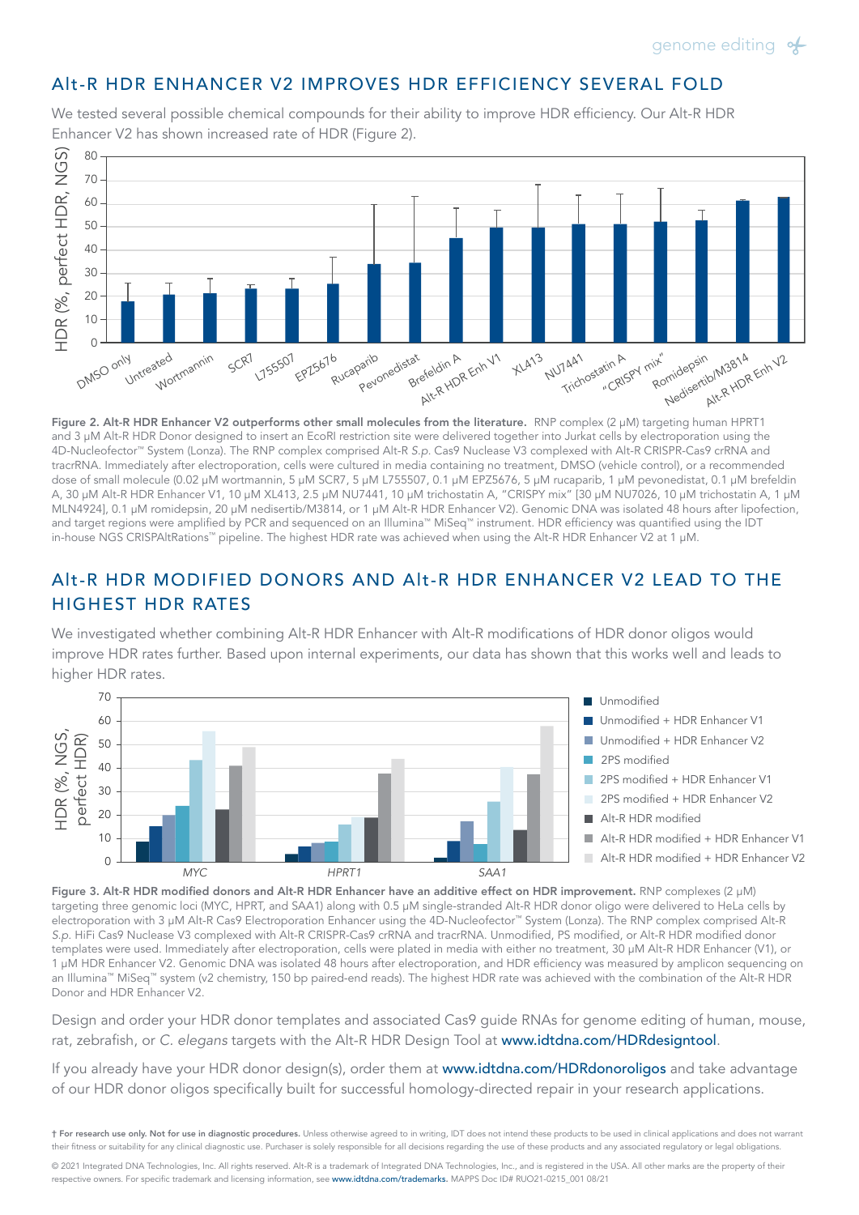## Alt-R HDR ENHANCER V2 IMPROVES HDR EFFICIENCY SEVERAL FOLD

We tested several possible chemical compounds for their ability to improve HDR efficiency. Our Alt-R HDR Enhancer V2 has shown increased rate of HDR (Figure 2).

HDR (%, perfect HDR, NGS)

80
70
60
50
40
30
20
10
0

DMSO only
Untreated
Wortmannin
SCR7
L755507
EPZ5676
Rucaparib
Pevonedistat
Brefeldin A
Alt-R HDR Enh V1
XL413
NU7441
Trichostatin A
"CRISPY mix"
Romidepsin
Nedisertib/M3814
Alt-R HDR Enh V2

**Figure 2. Alt-R HDR Enhancer V2 outperforms other small molecules from the literature.** RNP complex (2 μM) targeting human HPRT1 and 3 μM Alt-R HDR Donor designed to insert an EcoRI restriction site were delivered together into Jurkat cells by electroporation using the 4D-Nucleofector™ System (Lonza). The RNP complex comprised Alt-R *S.p.* Cas9 Nuclease V3 complexed with Alt-R CRISPR-Cas9 crRNA and tracrRNA. Immediately after electroporation, cells were cultured in media containing no treatment, DMSO (vehicle control), or a recommended dose of small molecule (0.02 μM wortmannin, 5 μM SCR7, 5 μM L755507, 0.1 μM EPZ5676, 5 μM rucaparib, 1 μM pevonedistat, 0.1 μM brefeldin A, 30 μM Alt-R HDR Enhancer V1, 10 μM XL413, 2.5 μM NU7441, 10 μM trichostatin A, "CRISPY mix" [30 μM NU7026, 10 μM trichostatin A, 1 μM MLN4924], 0.1 μM romidepsin, 20 μM nedisertib/M3814, or 1 μM Alt-R HDR Enhancer V2). Genomic DNA was isolated 48 hours after lipofection, and target regions were amplified by PCR and sequenced on an Illumina™ MiSeq™ instrument. HDR efficiency was quantified using the IDT in-house NGS CRISPAltRations™ pipeline. The highest HDR rate was achieved when using the Alt-R HDR Enhancer V2 at 1 μM.

## Alt-R HDR MODIFIED DONORS AND Alt-R HDR ENHANCER V2 LEAD TO THE HIGHEST HDR RATES

We investigated whether combining Alt-R HDR Enhancer with Alt-R modifications of HDR donor oligos would improve HDR rates further. Based upon internal experiments, our data has shown that this works well and leads to higher HDR rates.

HDR (%, NGS, perfect HDR)

70
60
50
40
30
20
10
0

*MYC*
*HPRT1*
*SAA1*

Unmodified
Unmodified + HDR Enhancer V1
Unmodified + HDR Enhancer V2
2PS modified
2PS modified + HDR Enhancer V1
2PS modified + HDR Enhancer V2
Alt-R HDR modified
Alt-R HDR modified + HDR Enhancer V1
Alt-R HDR modified + HDR Enhancer V2

**Figure 3. Alt-R HDR modified donors and Alt-R HDR Enhancer have an additive effect on HDR improvement.** RNP complexes (2 μM) targeting three genomic loci (MYC, HPRT, and SAA1) along with 0.5 μM single-stranded Alt-R HDR donor oligo were delivered to HeLa cells by electroporation with 3 μM Alt-R Cas9 Electroporation Enhancer using the 4D-Nucleofector™ System (Lonza). The RNP complex comprised Alt-R *S.p.* HiFi Cas9 Nuclease V3 complexed with Alt-R CRISPR-Cas9 crRNA and tracrRNA. Unmodified, PS modified, or Alt-R HDR modified donor templates were used. Immediately after electroporation, cells were plated in media with either no treatment, 30 μM Alt-R HDR Enhancer (V1), or 1 μM HDR Enhancer V2. Genomic DNA was isolated 48 hours after electroporation, and HDR efficiency was measured by amplicon sequencing on an Illumina™ MiSeq™ system (v2 chemistry, 150 bp paired-end reads). The highest HDR rate was achieved with the combination of the Alt-R HDR Donor and HDR Enhancer V2.

Design and order your HDR donor templates and associated Cas9 guide RNAs for genome editing of human, mouse, rat, zebrafish, or *C. elegans* targets with the Alt-R HDR Design Tool at www.idtdna.com/HDRdesigntool.

If you already have your HDR donor design(s), order them at www.idtdna.com/HDRdonoroligos and take advantage of our HDR donor oligos specifically built for successful homology-directed repair in your research applications.

† **For research use only. Not for use in diagnostic procedures.** Unless otherwise agreed to in writing, IDT does not intend these products to be used in clinical applications and does not warrant their fitness or suitability for any clinical diagnostic use. Purchaser is solely responsible for all decisions regarding the use of these products and any associated regulatory or legal obligations.

© 2021 Integrated DNA Technologies, Inc. All rights reserved. Alt-R is a trademark of Integrated DNA Technologies, Inc., and is registered in the USA. All other marks are the property of their respective owners. For specific trademark and licensing information, see www.idtdna.com/trademarks. MAPPS Doc ID# RUO21-0215_001 08/21